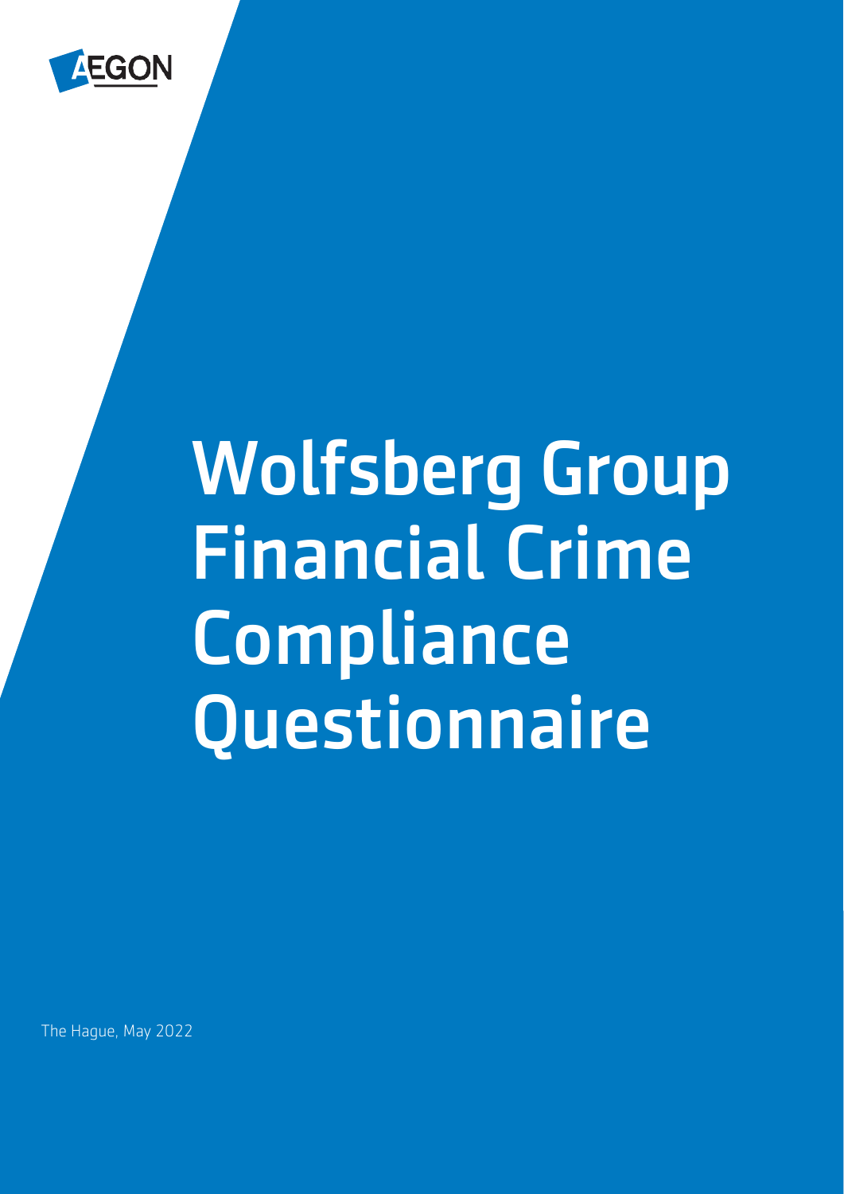AEGON

# Wolfsberg Group Financial Crime Compliance Questionnaire

The Hague, May 2022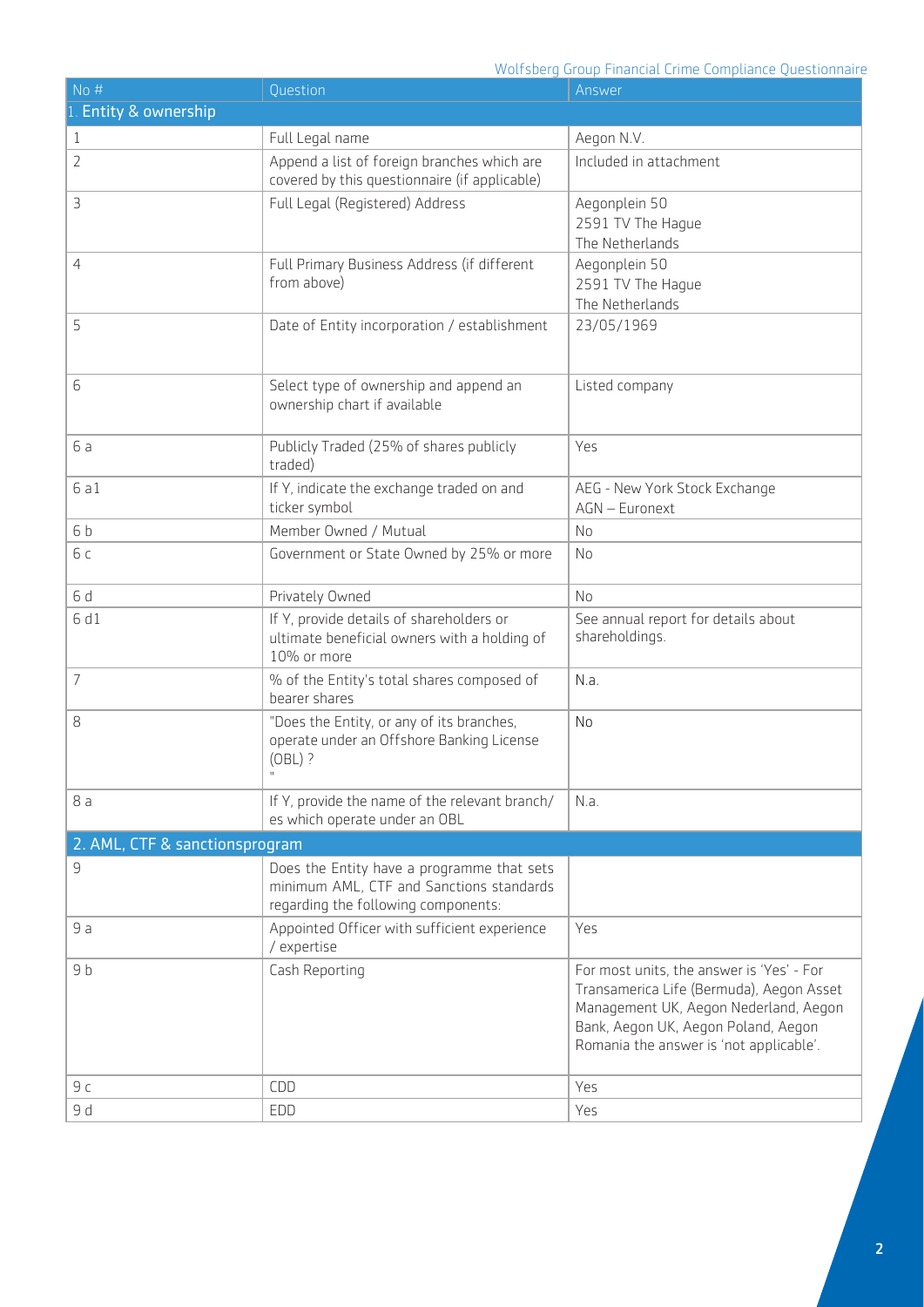| No # | Question | Answer |
|---|---|---|
| 1. Entity & ownership | | |
| 1 | Full Legal name | Aegon N.V. |
| 2 | Append a list of foreign branches which are covered by this questionnaire (if applicable) | Included in attachment |
| 3 | Full Legal (Registered) Address | Aegonplein 50<br>2591 TV The Hague<br>The Netherlands |
| 4 | Full Primary Business Address (if different from above) | Aegonplein 50<br>2591 TV The Hague<br>The Netherlands |
| 5 | Date of Entity incorporation / establishment | 23/05/1969 |
| 6 | Select type of ownership and append an ownership chart if available | Listed company |
| 6 a | Publicly Traded (25% of shares publicly traded) | Yes |
| 6 a1 | If Y, indicate the exchange traded on and ticker symbol | AEG - New York Stock Exchange<br>AGN – Euronext |
| 6 b | Member Owned / Mutual | No |
| 6 c | Government or State Owned by 25% or more | No |
| 6 d | Privately Owned | No |
| 6 d1 | If Y, provide details of shareholders or ultimate beneficial owners with a holding of 10% or more | See annual report for details about shareholdings. |
| 7 | % of the Entity's total shares composed of bearer shares | N.a. |
| 8 | "Does the Entity, or any of its branches, operate under an Offshore Banking License (OBL) ?<br>" | No |
| 8 a | If Y, provide the name of the relevant branch/es which operate under an OBL | N.a. |
| 2. AML, CTF & sanctionsprogram | | |
| 9 | Does the Entity have a programme that sets minimum AML, CTF and Sanctions standards regarding the following components: | |
| 9 a | Appointed Officer with sufficient experience / expertise | Yes |
| 9 b | Cash Reporting | For most units, the answer is 'Yes' - For Transamerica Life (Bermuda), Aegon Asset Management UK, Aegon Nederland, Aegon Bank, Aegon UK, Aegon Poland, Aegon Romania the answer is 'not applicable'. |
| 9 c | CDD | Yes |
| 9 d | EDD | Yes |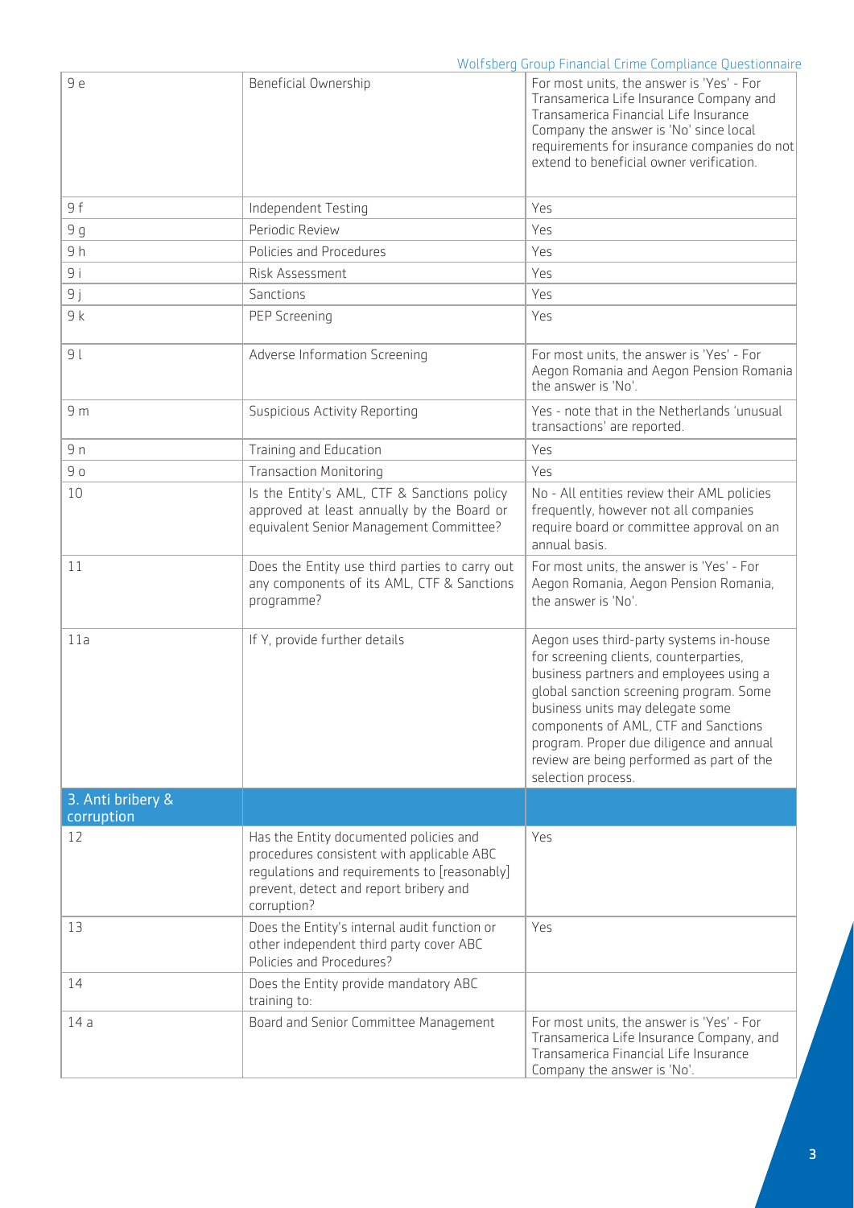| | | |
|---|---|---|
| 9 e | Beneficial Ownership | For most units, the answer is 'Yes' - For Transamerica Life Insurance Company and Transamerica Financial Life Insurance Company the answer is 'No' since local requirements for insurance companies do not extend to beneficial owner verification. |
| 9 f | Independent Testing | Yes |
| 9 g | Periodic Review | Yes |
| 9 h | Policies and Procedures | Yes |
| 9 i | Risk Assessment | Yes |
| 9 j | Sanctions | Yes |
| 9 k | PEP Screening | Yes |
| 9 l | Adverse Information Screening | For most units, the answer is 'Yes' - For Aegon Romania and Aegon Pension Romania the answer is 'No'. |
| 9 m | Suspicious Activity Reporting | Yes - note that in the Netherlands 'unusual transactions' are reported. |
| 9 n | Training and Education | Yes |
| 9 o | Transaction Monitoring | Yes |
| 10 | Is the Entity's AML, CTF & Sanctions policy approved at least annually by the Board or equivalent Senior Management Committee? | No - All entities review their AML policies frequently, however not all companies require board or committee approval on an annual basis. |
| 11 | Does the Entity use third parties to carry out any components of its AML, CTF & Sanctions programme? | For most units, the answer is 'Yes' - For Aegon Romania, Aegon Pension Romania, the answer is 'No'. |
| 11a | If Y, provide further details | Aegon uses third-party systems in-house for screening clients, counterparties, business partners and employees using a global sanction screening program. Some business units may delegate some components of AML, CTF and Sanctions program. Proper due diligence and annual review are being performed as part of the selection process. |
| **3. Anti bribery & corruption** | | |
| 12 | Has the Entity documented policies and procedures consistent with applicable ABC regulations and requirements to [reasonably] prevent, detect and report bribery and corruption? | Yes |
| 13 | Does the Entity's internal audit function or other independent third party cover ABC Policies and Procedures? | Yes |
| 14 | Does the Entity provide mandatory ABC training to: | |
| 14 a | Board and Senior Committee Management | For most units, the answer is 'Yes' - For Transamerica Life Insurance Company, and Transamerica Financial Life Insurance Company the answer is 'No'. |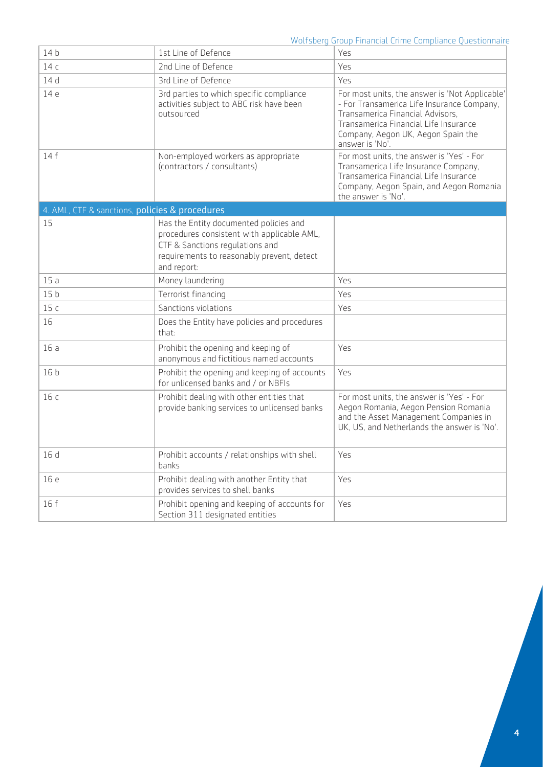| | | |
|---|---|---|
| 14 b | 1st Line of Defence | Yes |
| 14 c | 2nd Line of Defence | Yes |
| 14 d | 3rd Line of Defence | Yes |
| 14 e | 3rd parties to which specific compliance activities subject to ABC risk have been outsourced | For most units, the answer is 'Not Applicable' - For Transamerica Life Insurance Company, Transamerica Financial Advisors, Transamerica Financial Life Insurance Company, Aegon UK, Aegon Spain the answer is 'No'. |
| 14 f | Non-employed workers as appropriate (contractors / consultants) | For most units, the answer is 'Yes' - For Transamerica Life Insurance Company, Transamerica Financial Life Insurance Company, Aegon Spain, and Aegon Romania the answer is 'No'. |
| **4. AML, CTF & sanctions, policies & procedures** | | |
| 15 | Has the Entity documented policies and procedures consistent with applicable AML, CTF & Sanctions regulations and requirements to reasonably prevent, detect and report: | |
| 15 a | Money laundering | Yes |
| 15 b | Terrorist financing | Yes |
| 15 c | Sanctions violations | Yes |
| 16 | Does the Entity have policies and procedures that: | |
| 16 a | Prohibit the opening and keeping of anonymous and fictitious named accounts | Yes |
| 16 b | Prohibit the opening and keeping of accounts for unlicensed banks and / or NBFIs | Yes |
| 16 c | Prohibit dealing with other entities that provide banking services to unlicensed banks | For most units, the answer is 'Yes' - For Aegon Romania, Aegon Pension Romania and the Asset Management Companies in UK, US, and Netherlands the answer is 'No'. |
| 16 d | Prohibit accounts / relationships with shell banks | Yes |
| 16 e | Prohibit dealing with another Entity that provides services to shell banks | Yes |
| 16 f | Prohibit opening and keeping of accounts for Section 311 designated entities | Yes |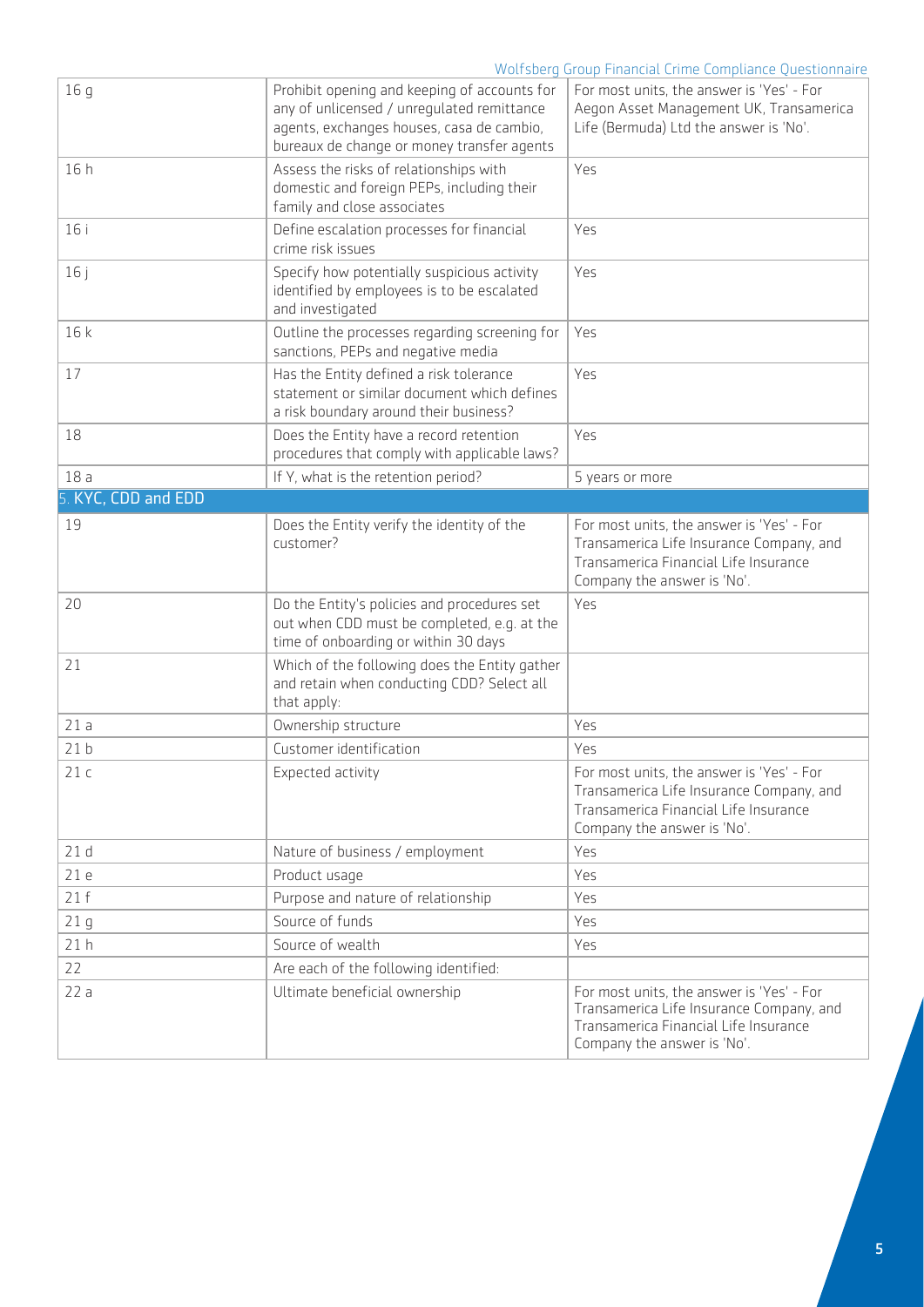| | | |
|---|---|---|
| 16 g | Prohibit opening and keeping of accounts for any of unlicensed / unregulated remittance agents, exchanges houses, casa de cambio, bureaux de change or money transfer agents | For most units, the answer is 'Yes' - For Aegon Asset Management UK, Transamerica Life (Bermuda) Ltd the answer is 'No'. |
| 16 h | Assess the risks of relationships with domestic and foreign PEPs, including their family and close associates | Yes |
| 16 i | Define escalation processes for financial crime risk issues | Yes |
| 16 j | Specify how potentially suspicious activity identified by employees is to be escalated and investigated | Yes |
| 16 k | Outline the processes regarding screening for sanctions, PEPs and negative media | Yes |
| 17 | Has the Entity defined a risk tolerance statement or similar document which defines a risk boundary around their business? | Yes |
| 18 | Does the Entity have a record retention procedures that comply with applicable laws? | Yes |
| 18 a | If Y, what is the retention period? | 5 years or more |
| **5. KYC, CDD and EDD** | | |
| 19 | Does the Entity verify the identity of the customer? | For most units, the answer is 'Yes' - For Transamerica Life Insurance Company, and Transamerica Financial Life Insurance Company the answer is 'No'. |
| 20 | Do the Entity's policies and procedures set out when CDD must be completed, e.g. at the time of onboarding or within 30 days | Yes |
| 21 | Which of the following does the Entity gather and retain when conducting CDD? Select all that apply: | |
| 21 a | Ownership structure | Yes |
| 21 b | Customer identification | Yes |
| 21 c | Expected activity | For most units, the answer is 'Yes' - For Transamerica Life Insurance Company, and Transamerica Financial Life Insurance Company the answer is 'No'. |
| 21 d | Nature of business / employment | Yes |
| 21 e | Product usage | Yes |
| 21 f | Purpose and nature of relationship | Yes |
| 21 g | Source of funds | Yes |
| 21 h | Source of wealth | Yes |
| 22 | Are each of the following identified: | |
| 22 a | Ultimate beneficial ownership | For most units, the answer is 'Yes' - For Transamerica Life Insurance Company, and Transamerica Financial Life Insurance Company the answer is 'No'. |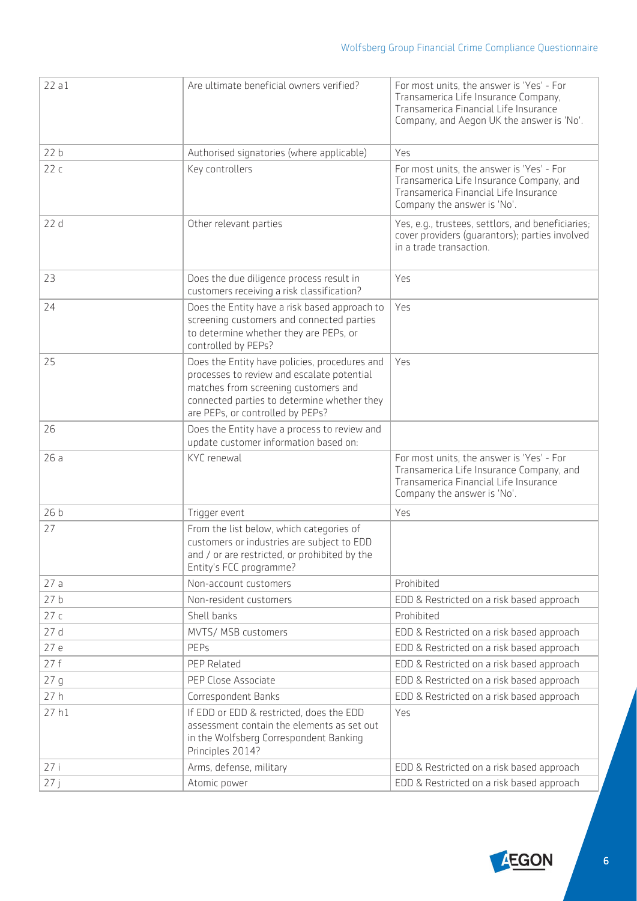| | | |
|---|---|---|
| 22 a1 | Are ultimate beneficial owners verified? | For most units, the answer is 'Yes' - For Transamerica Life Insurance Company, Transamerica Financial Life Insurance Company, and Aegon UK the answer is 'No'. |
| 22 b | Authorised signatories (where applicable) | Yes |
| 22 c | Key controllers | For most units, the answer is 'Yes' - For Transamerica Life Insurance Company, and Transamerica Financial Life Insurance Company the answer is 'No'. |
| 22 d | Other relevant parties | Yes, e.g., trustees, settlors, and beneficiaries; cover providers (guarantors); parties involved in a trade transaction. |
| 23 | Does the due diligence process result in customers receiving a risk classification? | Yes |
| 24 | Does the Entity have a risk based approach to screening customers and connected parties to determine whether they are PEPs, or controlled by PEPs? | Yes |
| 25 | Does the Entity have policies, procedures and processes to review and escalate potential matches from screening customers and connected parties to determine whether they are PEPs, or controlled by PEPs? | Yes |
| 26 | Does the Entity have a process to review and update customer information based on: | |
| 26 a | KYC renewal | For most units, the answer is 'Yes' - For Transamerica Life Insurance Company, and Transamerica Financial Life Insurance Company the answer is 'No'. |
| 26 b | Trigger event | Yes |
| 27 | From the list below, which categories of customers or industries are subject to EDD and / or are restricted, or prohibited by the Entity's FCC programme? | |
| 27 a | Non-account customers | Prohibited |
| 27 b | Non-resident customers | EDD & Restricted on a risk based approach |
| 27 c | Shell banks | Prohibited |
| 27 d | MVTS/ MSB customers | EDD & Restricted on a risk based approach |
| 27 e | PEPs | EDD & Restricted on a risk based approach |
| 27 f | PEP Related | EDD & Restricted on a risk based approach |
| 27 g | PEP Close Associate | EDD & Restricted on a risk based approach |
| 27 h | Correspondent Banks | EDD & Restricted on a risk based approach |
| 27 h1 | If EDD or EDD & restricted, does the EDD assessment contain the elements as set out in the Wolfsberg Correspondent Banking Principles 2014? | Yes |
| 27 i | Arms, defense, military | EDD & Restricted on a risk based approach |
| 27 j | Atomic power | EDD & Restricted on a risk based approach |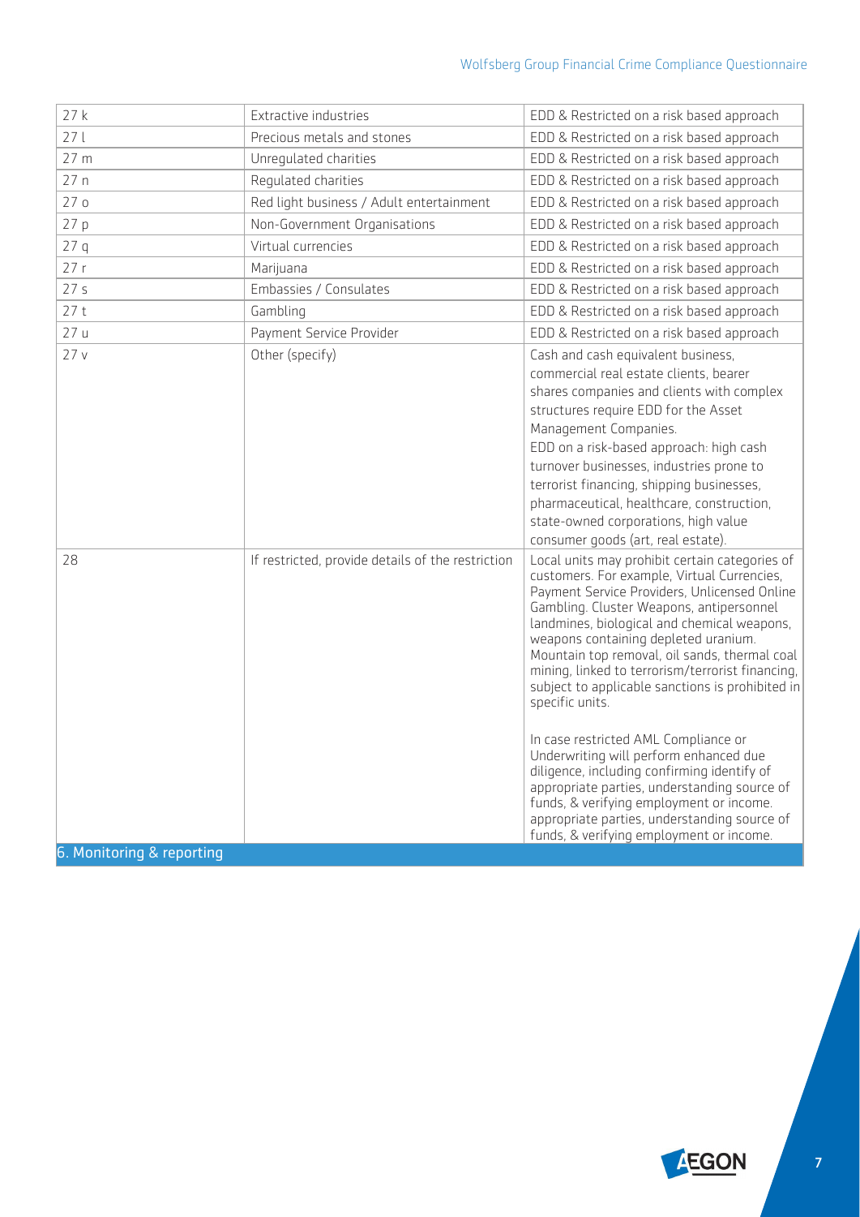| | | |
|---|---|---|
| 27 k | Extractive industries | EDD & Restricted on a risk based approach |
| 27 l | Precious metals and stones | EDD & Restricted on a risk based approach |
| 27 m | Unregulated charities | EDD & Restricted on a risk based approach |
| 27 n | Regulated charities | EDD & Restricted on a risk based approach |
| 27 o | Red light business / Adult entertainment | EDD & Restricted on a risk based approach |
| 27 p | Non-Government Organisations | EDD & Restricted on a risk based approach |
| 27 q | Virtual currencies | EDD & Restricted on a risk based approach |
| 27 r | Marijuana | EDD & Restricted on a risk based approach |
| 27 s | Embassies / Consulates | EDD & Restricted on a risk based approach |
| 27 t | Gambling | EDD & Restricted on a risk based approach |
| 27 u | Payment Service Provider | EDD & Restricted on a risk based approach |
| 27 v | Other (specify) | Cash and cash equivalent business, commercial real estate clients, bearer shares companies and clients with complex structures require EDD for the Asset Management Companies.<br>EDD on a risk-based approach: high cash turnover businesses, industries prone to terrorist financing, shipping businesses, pharmaceutical, healthcare, construction, state-owned corporations, high value consumer goods (art, real estate). |
| 28 | If restricted, provide details of the restriction | Local units may prohibit certain categories of customers. For example, Virtual Currencies, Payment Service Providers, Unlicensed Online Gambling. Cluster Weapons, antipersonnel landmines, biological and chemical weapons, weapons containing depleted uranium. Mountain top removal, oil sands, thermal coal mining, linked to terrorism/terrorist financing, subject to applicable sanctions is prohibited in specific units.<br><br>In case restricted AML Compliance or Underwriting will perform enhanced due diligence, including confirming identify of appropriate parties, understanding source of funds, & verifying employment or income. appropriate parties, understanding source of funds, & verifying employment or income. |

## 6. Monitoring & reporting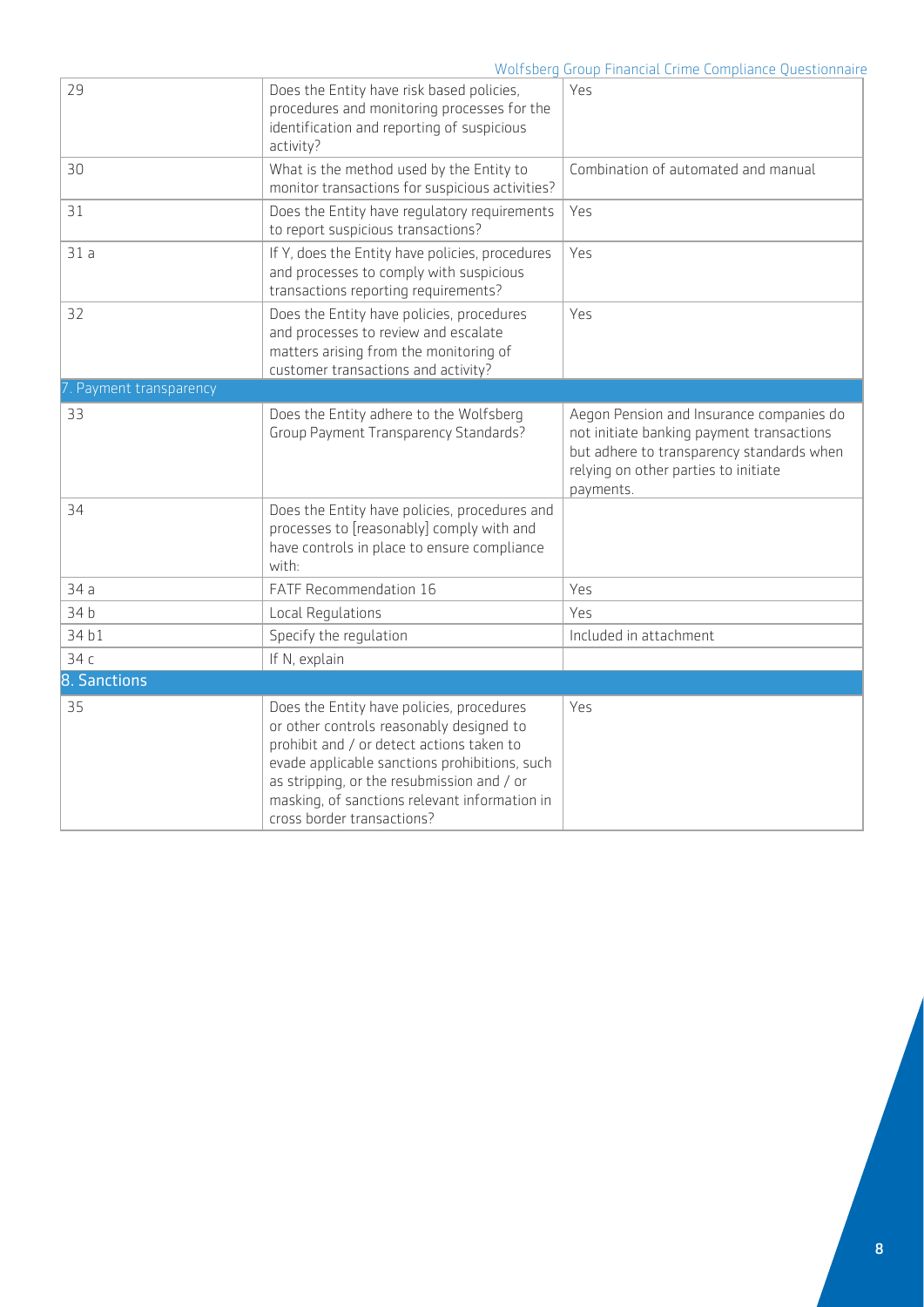| | | |
|---|---|---|
| 29 | Does the Entity have risk based policies, procedures and monitoring processes for the identification and reporting of suspicious activity? | Yes |
| 30 | What is the method used by the Entity to monitor transactions for suspicious activities? | Combination of automated and manual |
| 31 | Does the Entity have regulatory requirements to report suspicious transactions? | Yes |
| 31 a | If Y, does the Entity have policies, procedures and processes to comply with suspicious transactions reporting requirements? | Yes |
| 32 | Does the Entity have policies, procedures and processes to review and escalate matters arising from the monitoring of customer transactions and activity? | Yes |
| **7. Payment transparency** | | |
| 33 | Does the Entity adhere to the Wolfsberg Group Payment Transparency Standards? | Aegon Pension and Insurance companies do not initiate banking payment transactions but adhere to transparency standards when relying on other parties to initiate payments. |
| 34 | Does the Entity have policies, procedures and processes to [reasonably] comply with and have controls in place to ensure compliance with: | |
| 34 a | FATF Recommendation 16 | Yes |
| 34 b | Local Regulations | Yes |
| 34 b1 | Specify the regulation | Included in attachment |
| 34 c | If N, explain | |
| **8. Sanctions** | | |
| 35 | Does the Entity have policies, procedures or other controls reasonably designed to prohibit and / or detect actions taken to evade applicable sanctions prohibitions, such as stripping, or the resubmission and / or masking, of sanctions relevant information in cross border transactions? | Yes |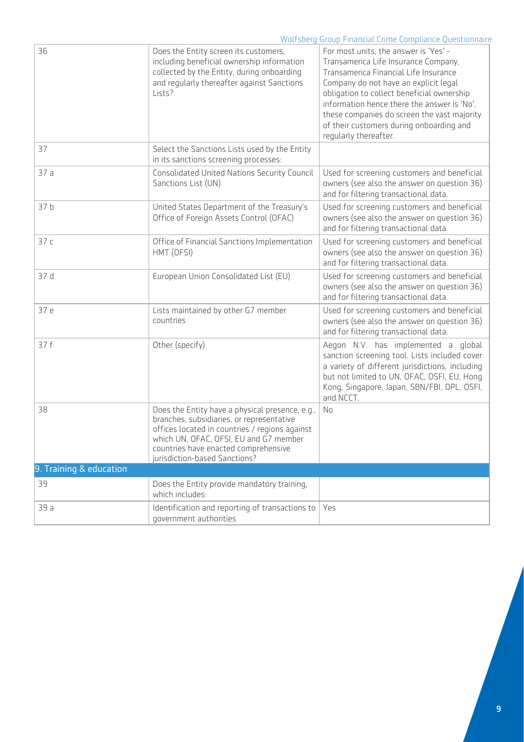| | | |
|---|---|---|
| 36 | Does the Entity screen its customers, including beneficial ownership information collected by the Entity, during onboarding and regularly thereafter against Sanctions Lists? | For most units, the answer is 'Yes' - Transamerica Life Insurance Company, Transamerica Financial Life Insurance Company do not have an explicit legal obligation to collect beneficial ownership information hence there the answer is 'No', these companies do screen the vast majority of their customers during onboarding and regularly thereafter. |
| 37 | Select the Sanctions Lists used by the Entity in its sanctions screening processes: | |
| 37 a | Consolidated United Nations Security Council Sanctions List (UN) | Used for screening customers and beneficial owners (see also the answer on question 36) and for filtering transactional data. |
| 37 b | United States Department of the Treasury's Office of Foreign Assets Control (OFAC) | Used for screening customers and beneficial owners (see also the answer on question 36) and for filtering transactional data. |
| 37 c | Office of Financial Sanctions Implementation HMT (OFSI) | Used for screening customers and beneficial owners (see also the answer on question 36) and for filtering transactional data. |
| 37 d | European Union Consolidated List (EU) | Used for screening customers and beneficial owners (see also the answer on question 36) and for filtering transactional data. |
| 37 e | Lists maintained by other G7 member countries | Used for screening customers and beneficial owners (see also the answer on question 36) and for filtering transactional data. |
| 37 f | Other (specify) | Aegon N.V. has implemented a global sanction screening tool. Lists included cover a variety of different jurisdictions, including but not limited to UN, OFAC, OSFI, EU, Hong Kong, Singapore, Japan, SBN/FBI, DPL, OSFI, and NCCT. |
| 38 | Does the Entity have a physical presence, e.g., branches, subsidiaries, or representative offices located in countries / regions against which UN, OFAC, OFSI, EU and G7 member countries have enacted comprehensive jurisdiction-based Sanctions? | No |
| **9. Training & education** | | |
| 39 | Does the Entity provide mandatory training, which includes: | |
| 39 a | Identification and reporting of transactions to government authorities | Yes |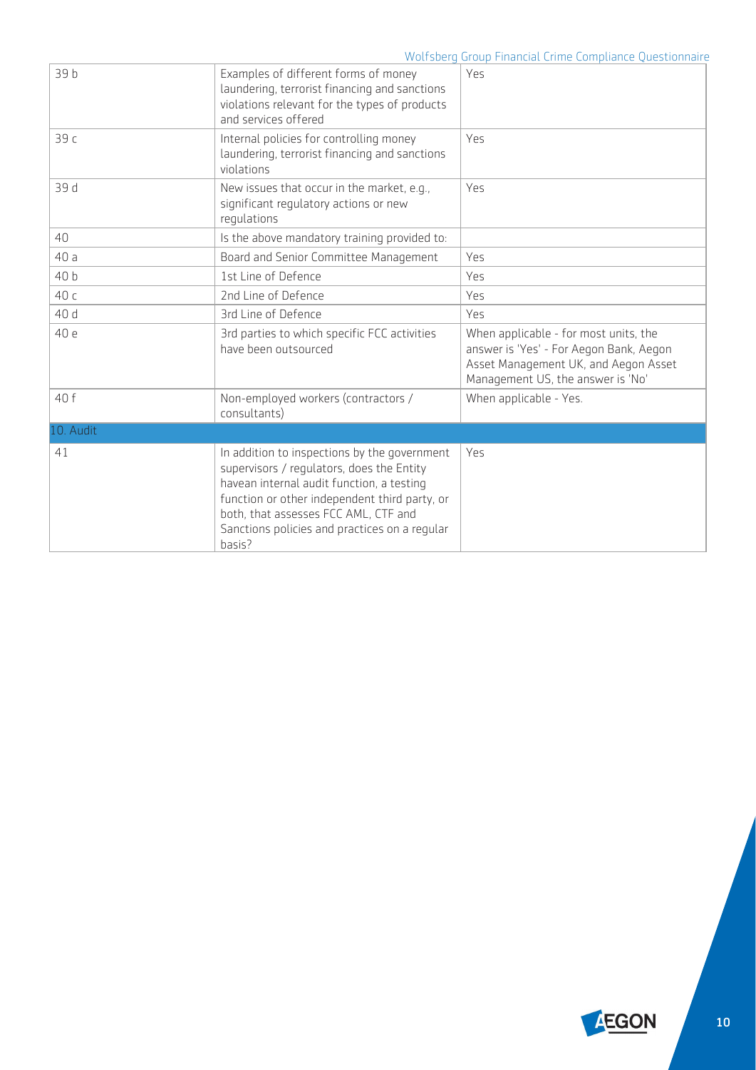| | | |
|---|---|---|
| 39 b | Examples of different forms of money laundering, terrorist financing and sanctions violations relevant for the types of products and services offered | Yes |
| 39 c | Internal policies for controlling money laundering, terrorist financing and sanctions violations | Yes |
| 39 d | New issues that occur in the market, e.g., significant regulatory actions or new regulations | Yes |
| 40 | Is the above mandatory training provided to: | |
| 40 a | Board and Senior Committee Management | Yes |
| 40 b | 1st Line of Defence | Yes |
| 40 c | 2nd Line of Defence | Yes |
| 40 d | 3rd Line of Defence | Yes |
| 40 e | 3rd parties to which specific FCC activities have been outsourced | When applicable - for most units, the answer is 'Yes' - For Aegon Bank, Aegon Asset Management UK, and Aegon Asset Management US, the answer is 'No' |
| 40 f | Non-employed workers (contractors / consultants) | When applicable - Yes. |
| **10. Audit** | | |
| 41 | In addition to inspections by the government supervisors / regulators, does the Entity havean internal audit function, a testing function or other independent third party, or both, that assesses FCC AML, CTF and Sanctions policies and practices on a regular basis? | Yes |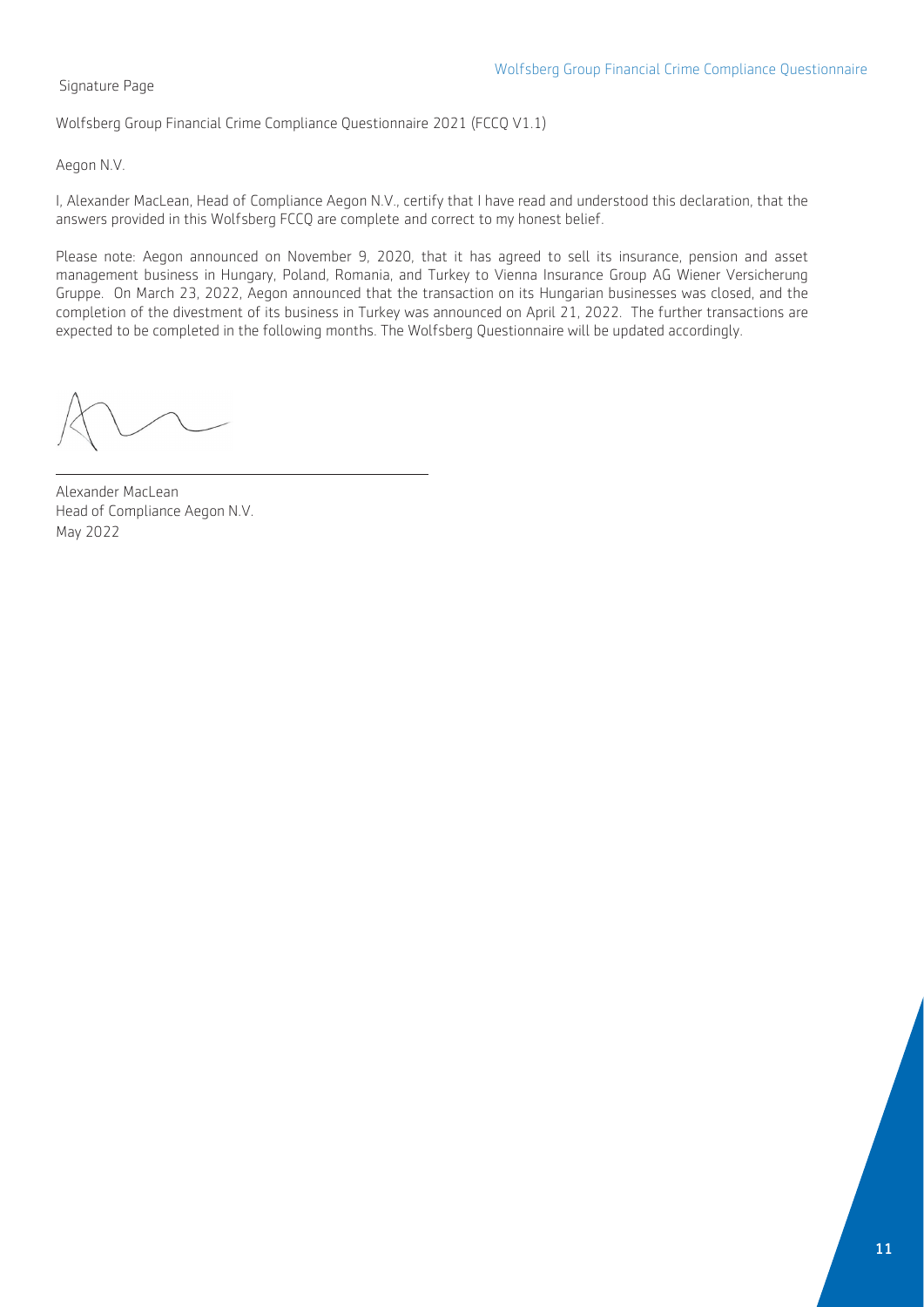Signature Page

Wolfsberg Group Financial Crime Compliance Questionnaire 2021 (FCCQ V1.1)

Aegon N.V.

I, Alexander MacLean, Head of Compliance Aegon N.V., certify that I have read and understood this declaration, that the answers provided in this Wolfsberg FCCQ are complete and correct to my honest belief.

Please note: Aegon announced on November 9, 2020, that it has agreed to sell its insurance, pension and asset management business in Hungary, Poland, Romania, and Turkey to Vienna Insurance Group AG Wiener Versicherung Gruppe. On March 23, 2022, Aegon announced that the transaction on its Hungarian businesses was closed, and the completion of the divestment of its business in Turkey was announced on April 21, 2022. The further transactions are expected to be completed in the following months. The Wolfsberg Questionnaire will be updated accordingly.

Alexander MacLean
Head of Compliance Aegon N.V.
May 2022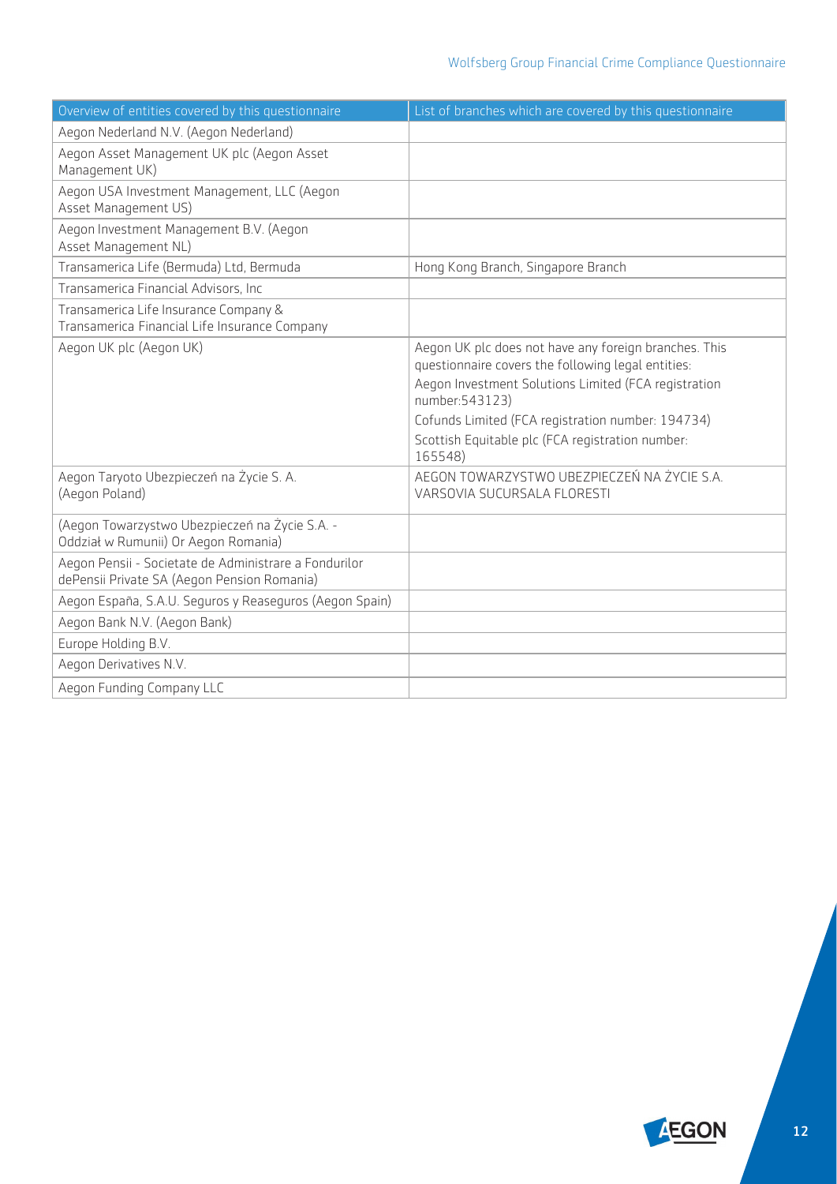| Overview of entities covered by this questionnaire | List of branches which are covered by this questionnaire |
|---|---|
| Aegon Nederland N.V. (Aegon Nederland) | |
| Aegon Asset Management UK plc (Aegon Asset Management UK) | |
| Aegon USA Investment Management, LLC (Aegon Asset Management US) | |
| Aegon Investment Management B.V. (Aegon Asset Management NL) | |
| Transamerica Life (Bermuda) Ltd, Bermuda | Hong Kong Branch, Singapore Branch |
| Transamerica Financial Advisors, Inc | |
| Transamerica Life Insurance Company & Transamerica Financial Life Insurance Company | |
| Aegon UK plc (Aegon UK) | Aegon UK plc does not have any foreign branches. This questionnaire covers the following legal entities:<br>Aegon Investment Solutions Limited (FCA registration number:543123)<br>Cofunds Limited (FCA registration number: 194734)<br>Scottish Equitable plc (FCA registration number: 165548) |
| Aegon Taryoto Ubezpieczeń na Życie S. A. (Aegon Poland) | AEGON TOWARZYSTWO UBEZPIECZEŃ NA ŻYCIE S.A. VARSOVIA SUCURSALA FLORESTI |
| (Aegon Towarzystwo Ubezpieczeń na Życie S.A. - Oddział w Rumunii) Or Aegon Romania) | |
| Aegon Pensii - Societate de Administrare a Fondurilor dePensii Private SA (Aegon Pension Romania) | |
| Aegon España, S.A.U. Seguros y Reaseguros (Aegon Spain) | |
| Aegon Bank N.V. (Aegon Bank) | |
| Europe Holding B.V. | |
| Aegon Derivatives N.V. | |
| Aegon Funding Company LLC | |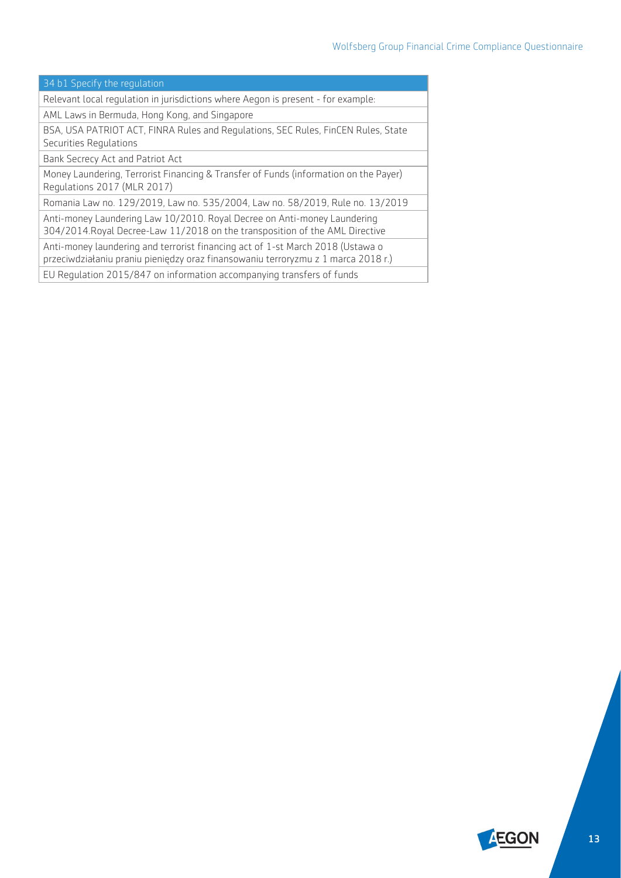| 34 b1 Specify the regulation |
|---|
| Relevant local regulation in jurisdictions where Aegon is present - for example: |
| AML Laws in Bermuda, Hong Kong, and Singapore |
| BSA, USA PATRIOT ACT, FINRA Rules and Regulations, SEC Rules, FinCEN Rules, State Securities Regulations |
| Bank Secrecy Act and Patriot Act |
| Money Laundering, Terrorist Financing & Transfer of Funds (information on the Payer) Regulations 2017 (MLR 2017) |
| Romania Law no. 129/2019, Law no. 535/2004, Law no. 58/2019, Rule no. 13/2019 |
| Anti-money Laundering Law 10/2010. Royal Decree on Anti-money Laundering 304/2014.Royal Decree-Law 11/2018 on the transposition of the AML Directive |
| Anti-money laundering and terrorist financing act of 1-st March 2018 (Ustawa o przeciwdziałaniu praniu pieniędzy oraz finansowaniu terroryzmu z 1 marca 2018 r.) |
| EU Regulation 2015/847 on information accompanying transfers of funds |